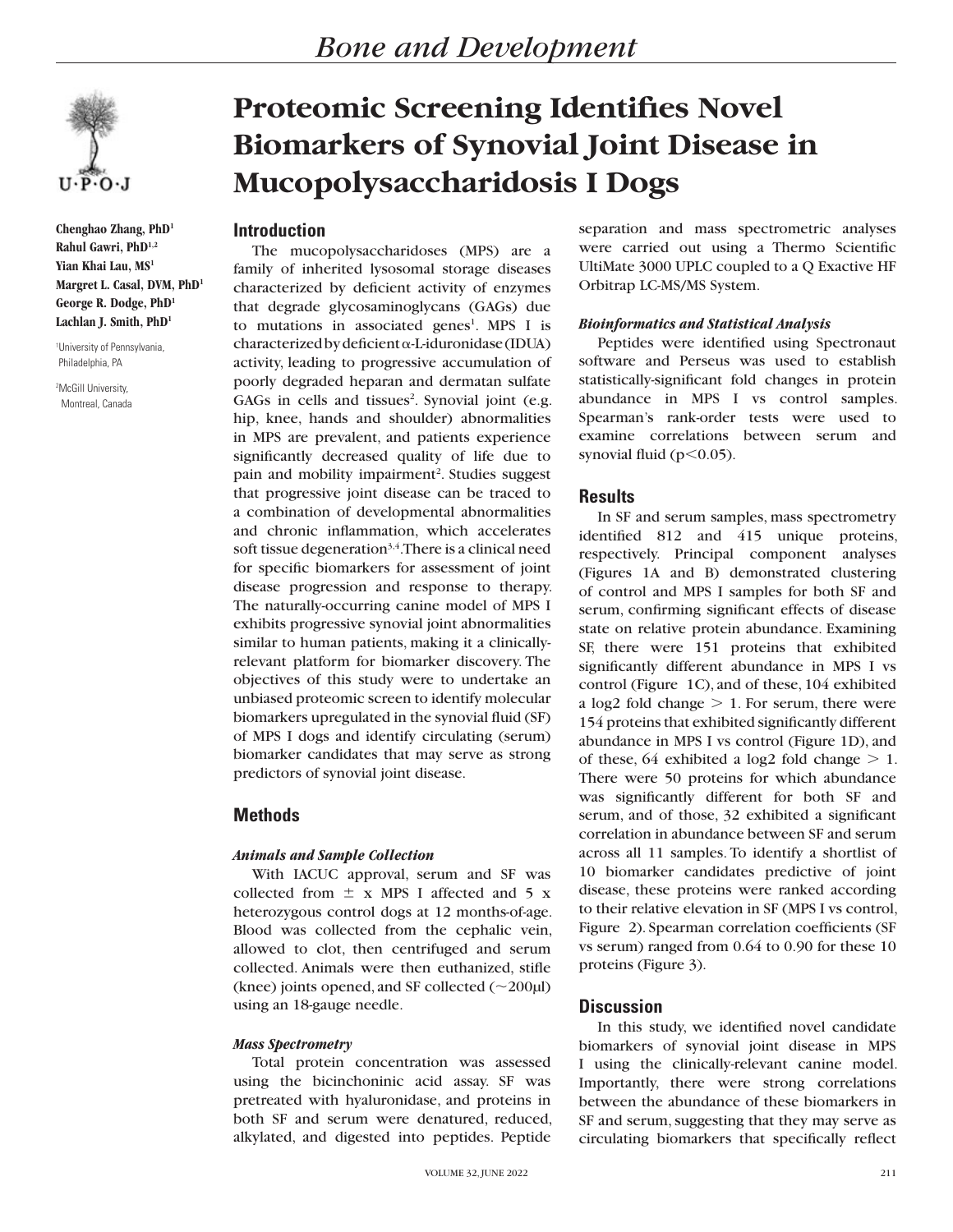# Proteomic Screening Identifies Novel Biomarkers of Synovial Joint Disease in Mucopolysaccharidosis I Dogs

**Chenghao Zhang, PhD[1]**
**Rahul Gawri, PhD[1,2]**
**Yian Khai Lau, MS[1]**
**Margret L. Casal, DVM, PhD[1]**
**George R. Dodge, PhD[1]**
**Lachlan J. Smith, PhD[1]**

[1]University of Pennsylvania, Philadelphia, PA

[2]McGill University, Montreal, Canada

## Introduction

The mucopolysaccharidoses (MPS) are a family of inherited lysosomal storage diseases characterized by deficient activity of enzymes that degrade glycosaminoglycans (GAGs) due to mutations in associated genes[1]. MPS I is characterized by deficient α-L-iduronidase (IDUA) activity, leading to progressive accumulation of poorly degraded heparan and dermatan sulfate GAGs in cells and tissues[2]. Synovial joint (e.g. hip, knee, hands and shoulder) abnormalities in MPS are prevalent, and patients experience significantly decreased quality of life due to pain and mobility impairment[2]. Studies suggest that progressive joint disease can be traced to a combination of developmental abnormalities and chronic inflammation, which accelerates soft tissue degeneration[3,4].There is a clinical need for specific biomarkers for assessment of joint disease progression and response to therapy. The naturally-occurring canine model of MPS I exhibits progressive synovial joint abnormalities similar to human patients, making it a clinically-relevant platform for biomarker discovery. The objectives of this study were to undertake an unbiased proteomic screen to identify molecular biomarkers upregulated in the synovial fluid (SF) of MPS I dogs and identify circulating (serum) biomarker candidates that may serve as strong predictors of synovial joint disease.

## Methods

### *Animals and Sample Collection*

With IACUC approval, serum and SF was collected from ± x MPS I affected and 5 x heterozygous control dogs at 12 months-of-age. Blood was collected from the cephalic vein, allowed to clot, then centrifuged and serum collected. Animals were then euthanized, stifle (knee) joints opened, and SF collected (~200μl) using an 18-gauge needle.

### *Mass Spectrometry*

Total protein concentration was assessed using the bicinchoninic acid assay. SF was pretreated with hyaluronidase, and proteins in both SF and serum were denatured, reduced, alkylated, and digested into peptides. Peptide separation and mass spectrometric analyses were carried out using a Thermo Scientific UltiMate 3000 UPLC coupled to a Q Exactive HF Orbitrap LC-MS/MS System.

### *Bioinformatics and Statistical Analysis*

Peptides were identified using Spectronaut software and Perseus was used to establish statistically-significant fold changes in protein abundance in MPS I vs control samples. Spearman's rank-order tests were used to examine correlations between serum and synovial fluid ($p<0.05$).

## Results

In SF and serum samples, mass spectrometry identified 812 and 415 unique proteins, respectively. Principal component analyses (Figures 1A and B) demonstrated clustering of control and MPS I samples for both SF and serum, confirming significant effects of disease state on relative protein abundance. Examining SF, there were 151 proteins that exhibited significantly different abundance in MPS I vs control (Figure 1C), and of these, 104 exhibited a log2 fold change > 1. For serum, there were 154 proteins that exhibited significantly different abundance in MPS I vs control (Figure 1D), and of these, 64 exhibited a log2 fold change > 1. There were 50 proteins for which abundance was significantly different for both SF and serum, and of those, 32 exhibited a significant correlation in abundance between SF and serum across all 11 samples. To identify a shortlist of 10 biomarker candidates predictive of joint disease, these proteins were ranked according to their relative elevation in SF (MPS I vs control, Figure 2). Spearman correlation coefficients (SF vs serum) ranged from 0.64 to 0.90 for these 10 proteins (Figure 3).

## Discussion

In this study, we identified novel candidate biomarkers of synovial joint disease in MPS I using the clinically-relevant canine model. Importantly, there were strong correlations between the abundance of these biomarkers in SF and serum, suggesting that they may serve as circulating biomarkers that specifically reflect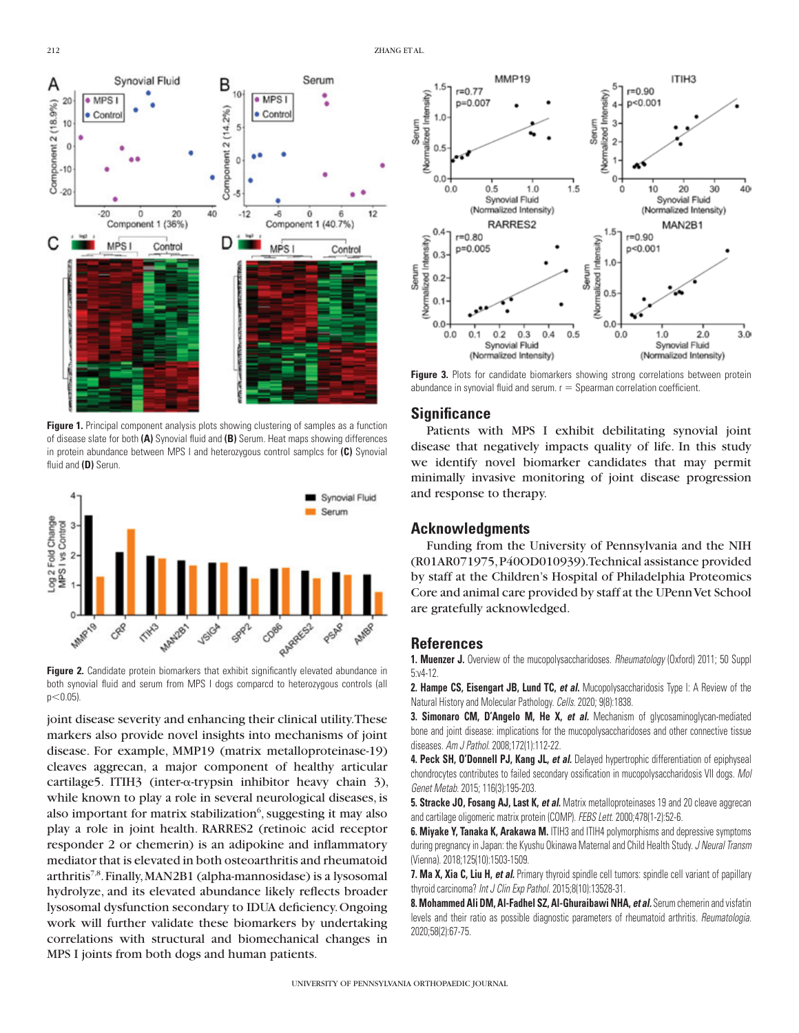A

Synovial Fluid

MPS I
Control

Component 2 (18.9%)

Component 1 (36%)

B

Serum

MPS I
Control

Component 2 (14.2%)

Component 1 (40.7%)

C

MPS I Control

D

MPS I Control

**Figure 1.** Principal component analysis plots showing clustering of samples as a function of disease state for both **(A)** Synovial fluid and **(B)** Serum. Heat maps showing differences in protein abundance between MPS I and heterozygous control samples for **(C)** Synovial fluid and **(D)** Serum.

Synovial Fluid
Serum

Log 2 Fold Change MPS I vs Control

MMP19 CRP ITIH3 MAN2B1 VSIG4 SPP2 CD86 RARRES2 PSAP AMBP

**Figure 2.** Candidate protein biomarkers that exhibit significantly elevated abundance in both synovial fluid and serum from MPS I dogs compared to heterozygous controls (all $p<0.05$).

joint disease severity and enhancing their clinical utility. These markers also provide novel insights into mechanisms of joint disease. For example, MMP19 (matrix metalloproteinase-19) cleaves aggrecan, a major component of healthy articular cartilage[5]. ITIH3 (inter-α-trypsin inhibitor heavy chain 3), while known to play a role in several neurological diseases, is also important for matrix stabilization[6], suggesting it may also play a role in joint health. RARRES2 (retinoic acid receptor responder 2 or chemerin) is an adipokine and inflammatory mediator that is elevated in both osteoarthritis and rheumatoid arthritis[7,8]. Finally, MAN2B1 (alpha-mannosidase) is a lysosomal hydrolyze, and its elevated abundance likely reflects broader lysosomal dysfunction secondary to IDUA deficiency. Ongoing work will further validate these biomarkers by undertaking correlations with structural and biomechanical changes in MPS I joints from both dogs and human patients.

MMP19
r=0.77
p=0.007
Serum (Normalized Intensity)
Synovial Fluid (Normalized Intensity)

ITIH3
r=0.90
p<0.001
Serum (Normalized Intensity)
Synovial Fluid (Normalized Intensity)

RARRES2
r=0.80
p=0.005
Serum (Normalized Intensity)
Synovial Fluid (Normalized Intensity)

MAN2B1
r=0.90
p<0.001
Serum (Normalized Intensity)
Synovial Fluid (Normalized Intensity)

**Figure 3.** Plots for candidate biomarkers showing strong correlations between protein abundance in synovial fluid and serum. r = Spearman correlation coefficient.

## Significance

Patients with MPS I exhibit debilitating synovial joint disease that negatively impacts quality of life. In this study we identify novel biomarker candidates that may permit minimally invasive monitoring of joint disease progression and response to therapy.

## Acknowledgments

Funding from the University of Pennsylvania and the NIH (R01AR071975, P40OD010939). Technical assistance provided by staff at the Children's Hospital of Philadelphia Proteomics Core and animal care provided by staff at the UPenn Vet School are gratefully acknowledged.

## References

1. **Muenzer J.** Overview of the mucopolysaccharidoses. *Rheumatology* (Oxford) 2011; 50 Suppl 5:v4-12.
2. **Hampe CS, Eisengart JB, Lund TC, *et al.*** Mucopolysaccharidosis Type I: A Review of the Natural History and Molecular Pathology. *Cells.* 2020; 9(8):1838.
3. **Simonaro CM, D'Angelo M, He X, *et al.*** Mechanism of glycosaminoglycan-mediated bone and joint disease: implications for the mucopolysaccharidoses and other connective tissue diseases. *Am J Pathol.* 2008;172(1):112-22.
4. **Peck SH, O'Donnell PJ, Kang JL, *et al.*** Delayed hypertrophic differentiation of epiphyseal chondrocytes contributes to failed secondary ossification in mucopolysaccharidosis VII dogs. *Mol Genet Metab.* 2015; 116(3):195-203.
5. **Stracke JO, Fosang AJ, Last K, *et al.*** Matrix metalloproteinases 19 and 20 cleave aggrecan and cartilage oligomeric matrix protein (COMP). *FEBS Lett.* 2000;478(1-2):52-6.
6. **Miyake Y, Tanaka K, Arakawa M.** ITIH3 and ITIH4 polymorphisms and depressive symptoms during pregnancy in Japan: the Kyushu Okinawa Maternal and Child Health Study. *J Neural Transm* (Vienna). 2018;125(10):1503-1509.
7. **Ma X, Xia C, Liu H, *et al.*** Primary thyroid spindle cell tumors: spindle cell variant of papillary thyroid carcinoma? *Int J Clin Exp Pathol.* 2015;8(10):13528-31.
8. **Mohammed Ali DM, Al-Fadhel SZ, Al-Ghuraibawi NHA, *et al.*** Serum chemerin and visfatin levels and their ratio as possible diagnostic parameters of rheumatoid arthritis. *Reumatologia.* 2020;58(2):67-75.